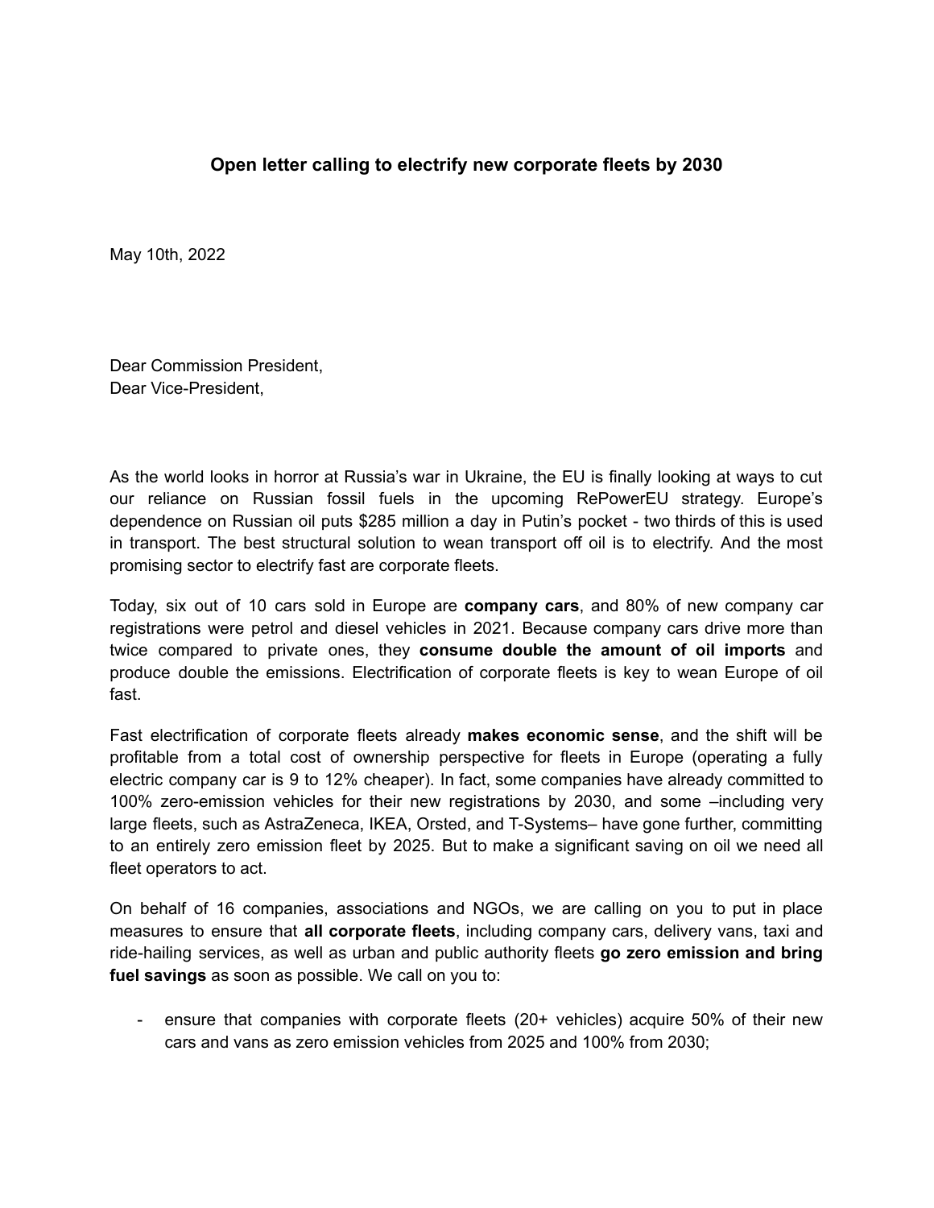# Open letter calling to electrify new corporate fleets by 2030

May 10th, 2022

Dear Commission President,
Dear Vice-President,

As the world looks in horror at Russia's war in Ukraine, the EU is finally looking at ways to cut our reliance on Russian fossil fuels in the upcoming RePowerEU strategy. Europe's dependence on Russian oil puts $285 million a day in Putin's pocket - two thirds of this is used in transport. The best structural solution to wean transport off oil is to electrify. And the most promising sector to electrify fast are corporate fleets.

Today, six out of 10 cars sold in Europe are **company cars**, and 80% of new company car registrations were petrol and diesel vehicles in 2021. Because company cars drive more than twice compared to private ones, they **consume double the amount of oil imports** and produce double the emissions. Electrification of corporate fleets is key to wean Europe of oil fast.

Fast electrification of corporate fleets already **makes economic sense**, and the shift will be profitable from a total cost of ownership perspective for fleets in Europe (operating a fully electric company car is 9 to 12% cheaper). In fact, some companies have already committed to 100% zero-emission vehicles for their new registrations by 2030, and some –including very large fleets, such as AstraZeneca, IKEA, Orsted, and T-Systems– have gone further, committing to an entirely zero emission fleet by 2025. But to make a significant saving on oil we need all fleet operators to act.

On behalf of 16 companies, associations and NGOs, we are calling on you to put in place measures to ensure that **all corporate fleets**, including company cars, delivery vans, taxi and ride-hailing services, as well as urban and public authority fleets **go zero emission and bring fuel savings** as soon as possible. We call on you to:

- ensure that companies with corporate fleets (20+ vehicles) acquire 50% of their new cars and vans as zero emission vehicles from 2025 and 100% from 2030;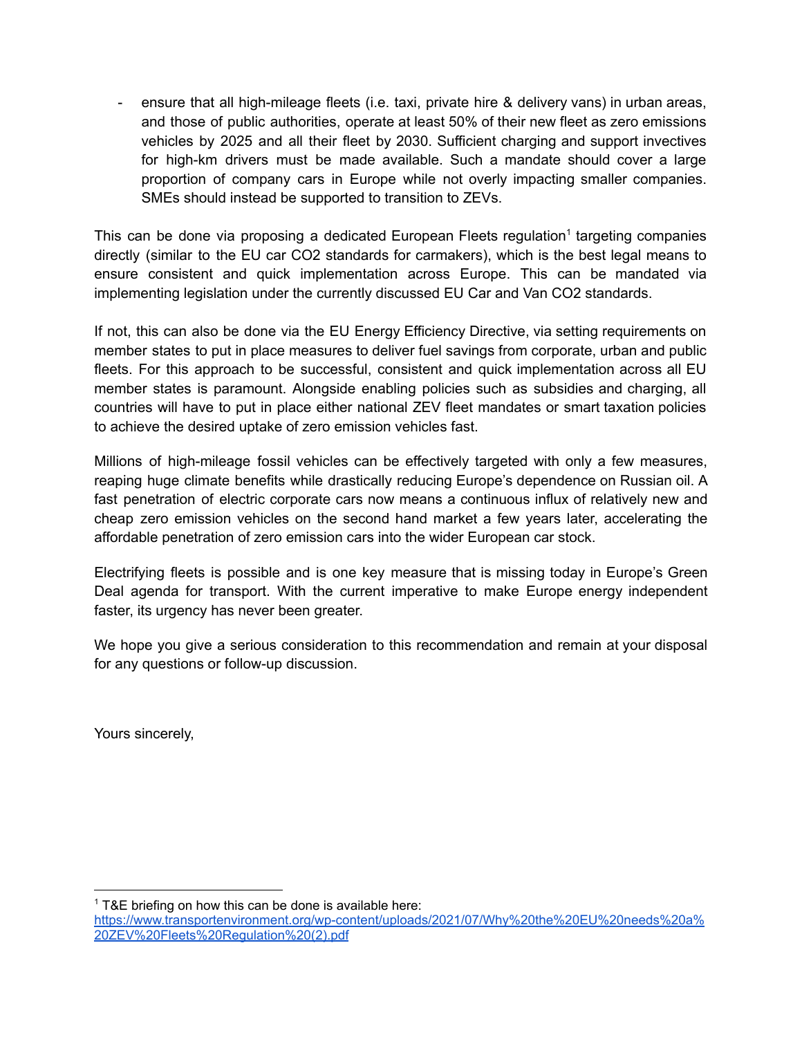- ensure that all high-mileage fleets (i.e. taxi, private hire & delivery vans) in urban areas, and those of public authorities, operate at least 50% of their new fleet as zero emissions vehicles by 2025 and all their fleet by 2030. Sufficient charging and support invectives for high-km drivers must be made available. Such a mandate should cover a large proportion of company cars in Europe while not overly impacting smaller companies. SMEs should instead be supported to transition to ZEVs.

This can be done via proposing a dedicated European Fleets regulation[1] targeting companies directly (similar to the EU car CO2 standards for carmakers), which is the best legal means to ensure consistent and quick implementation across Europe. This can be mandated via implementing legislation under the currently discussed EU Car and Van CO2 standards.

If not, this can also be done via the EU Energy Efficiency Directive, via setting requirements on member states to put in place measures to deliver fuel savings from corporate, urban and public fleets. For this approach to be successful, consistent and quick implementation across all EU member states is paramount. Alongside enabling policies such as subsidies and charging, all countries will have to put in place either national ZEV fleet mandates or smart taxation policies to achieve the desired uptake of zero emission vehicles fast.

Millions of high-mileage fossil vehicles can be effectively targeted with only a few measures, reaping huge climate benefits while drastically reducing Europe's dependence on Russian oil. A fast penetration of electric corporate cars now means a continuous influx of relatively new and cheap zero emission vehicles on the second hand market a few years later, accelerating the affordable penetration of zero emission cars into the wider European car stock.

Electrifying fleets is possible and is one key measure that is missing today in Europe's Green Deal agenda for transport. With the current imperative to make Europe energy independent faster, its urgency has never been greater.

We hope you give a serious consideration to this recommendation and remain at your disposal for any questions or follow-up discussion.

Yours sincerely,

---

[1] T&E briefing on how this can be done is available here: [https://www.transportenvironment.org/wp-content/uploads/2021/07/Why%20the%20EU%20needs%20a%20ZEV%20Fleets%20Regulation%20(2).pdf](https://www.transportenvironment.org/wp-content/uploads/2021/07/Why%20the%20EU%20needs%20a%20ZEV%20Fleets%20Regulation%20(2).pdf)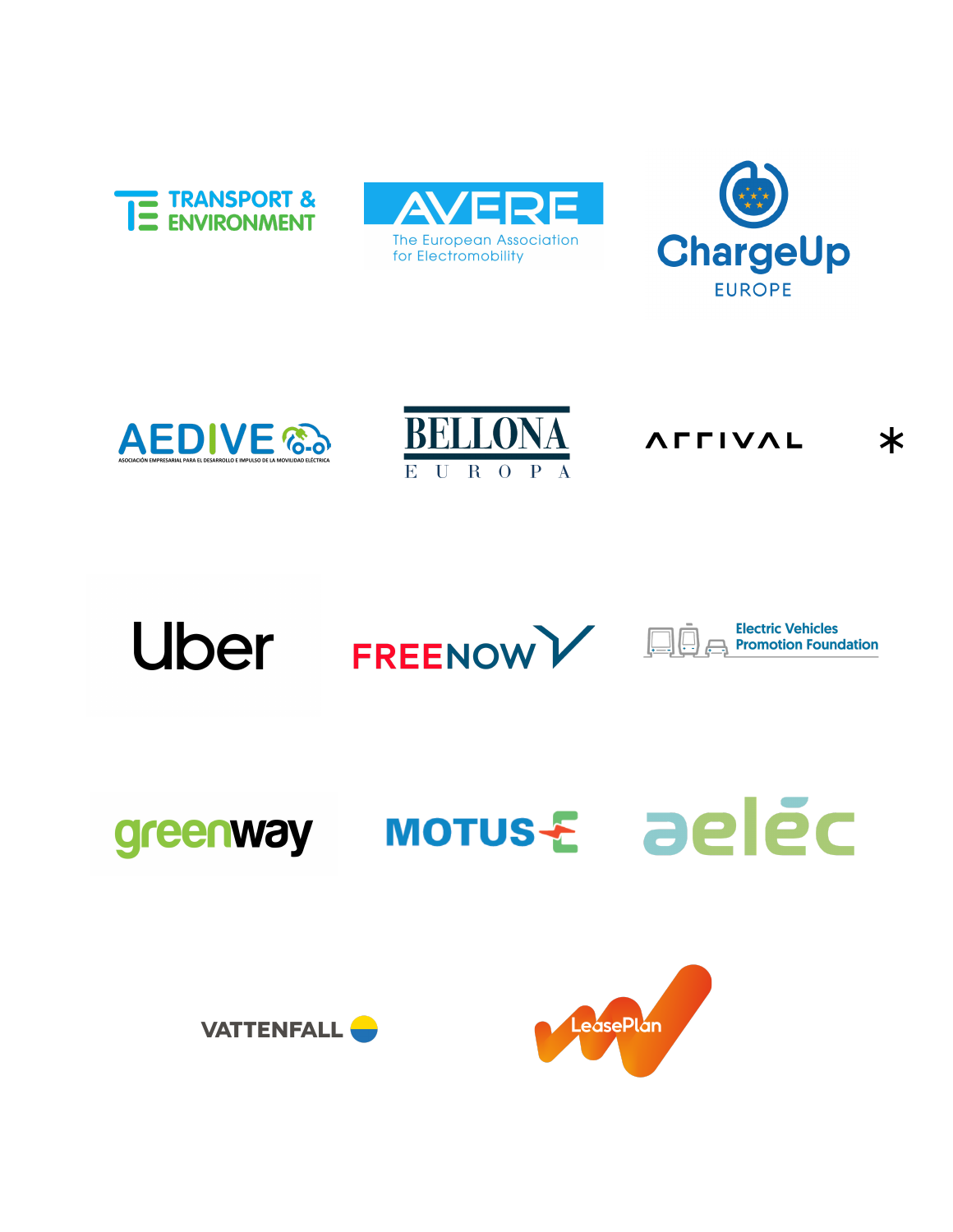TRANSPORT & ENVIRONMENT

AVERE

The European Association for Electromobility

ChargeUp EUROPE

AEDIVE

ASOCIACIÓN EMPRESARIAL PARA EL DESARROLLO E IMPULSO DE LA MOVILIDAD ELÉCTRICA

BELLONA

EUROPA

ARRIVAL

*

Uber

FREENOW

Electric Vehicles Promotion Foundation

greenway

MOTUS-E

aelēc

VATTENFALL

LeasePlan